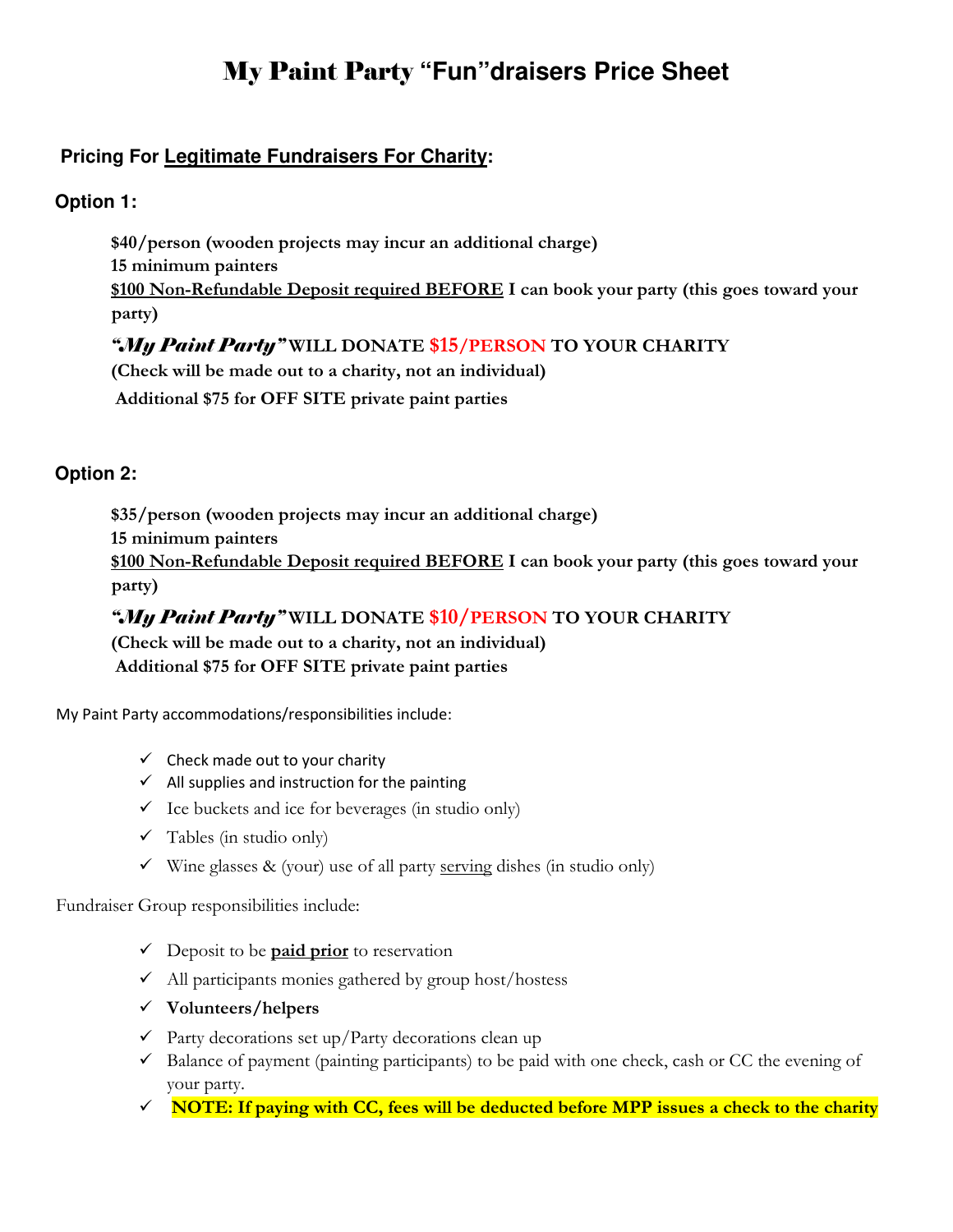# My Paint Party "Fun"draisers Price Sheet

**Pricing For Legitimate Fundraisers For Charity:**

**Option 1:**

**$40/person (wooden projects may incur an additional charge)**
**15 minimum painters**
**$100 Non-Refundable Deposit required BEFORE I can book your party (this goes toward your party)**

***"My Paint Party"* WILL DONATE $15/PERSON TO YOUR CHARITY**
**(Check will be made out to a charity, not an individual)**
**Additional $75 for OFF SITE private paint parties**

**Option 2:**

**$35/person (wooden projects may incur an additional charge)**
**15 minimum painters**
**$100 Non-Refundable Deposit required BEFORE I can book your party (this goes toward your party)**

***"My Paint Party"* WILL DONATE $10/PERSON TO YOUR CHARITY**
**(Check will be made out to a charity, not an individual)**
**Additional $75 for OFF SITE private paint parties**

My Paint Party accommodations/responsibilities include:

- ✓ Check made out to your charity
- ✓ All supplies and instruction for the painting
- ✓ Ice buckets and ice for beverages (in studio only)
- ✓ Tables (in studio only)
- ✓ Wine glasses & (your) use of all party serving dishes (in studio only)

Fundraiser Group responsibilities include:

- ✓ Deposit to be **paid prior** to reservation
- ✓ All participants monies gathered by group host/hostess
- ✓ **Volunteers/helpers**
- ✓ Party decorations set up/Party decorations clean up
- ✓ Balance of payment (painting participants) to be paid with one check, cash or CC the evening of your party.
- ✓ **NOTE: If paying with CC, fees will be deducted before MPP issues a check to the charity**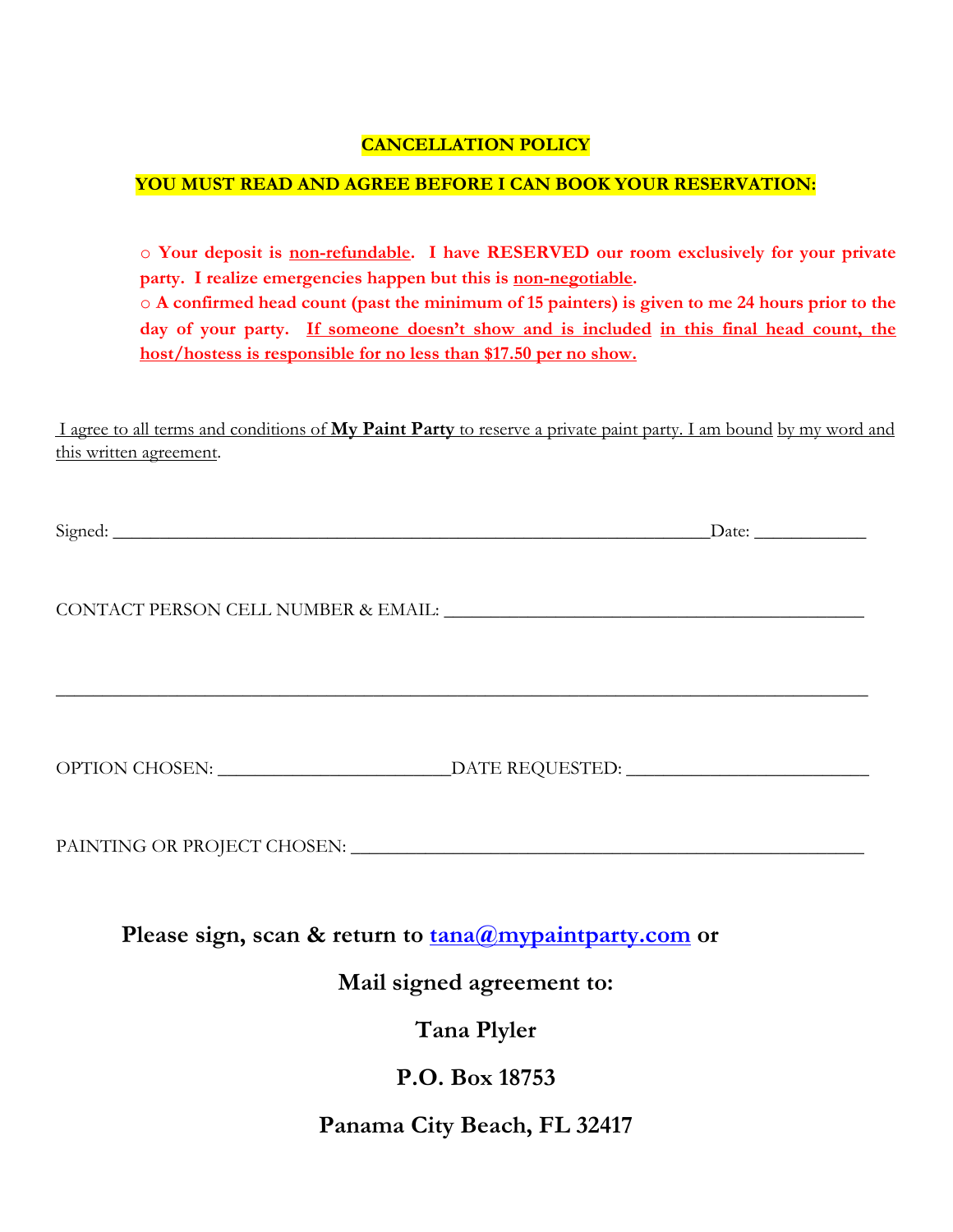**CANCELLATION POLICY**

**YOU MUST READ AND AGREE BEFORE I CAN BOOK YOUR RESERVATION:**

- **Your deposit is non-refundable. I have RESERVED our room exclusively for your private party. I realize emergencies happen but this is non-negotiable.**
- **A confirmed head count (past the minimum of 15 painters) is given to me 24 hours prior to the day of your party. If someone doesn't show and is included in this final head count, the host/hostess is responsible for no less than $17.50 per no show.**

I agree to all terms and conditions of **My Paint Party** to reserve a private paint party. I am bound by my word and this written agreement.

Signed: ______________________________________________________________Date: ___________

CONTACT PERSON CELL NUMBER & EMAIL: ________________________________________

___________________________________________________________________________________

OPTION CHOSEN: ________________________DATE REQUESTED: _________________________

PAINTING OR PROJECT CHOSEN: ______________________________________________________

**Please sign, scan & return to tana@mypaintparty.com or**

**Mail signed agreement to:**

**Tana Plyler**

**P.O. Box 18753**

**Panama City Beach, FL 32417**